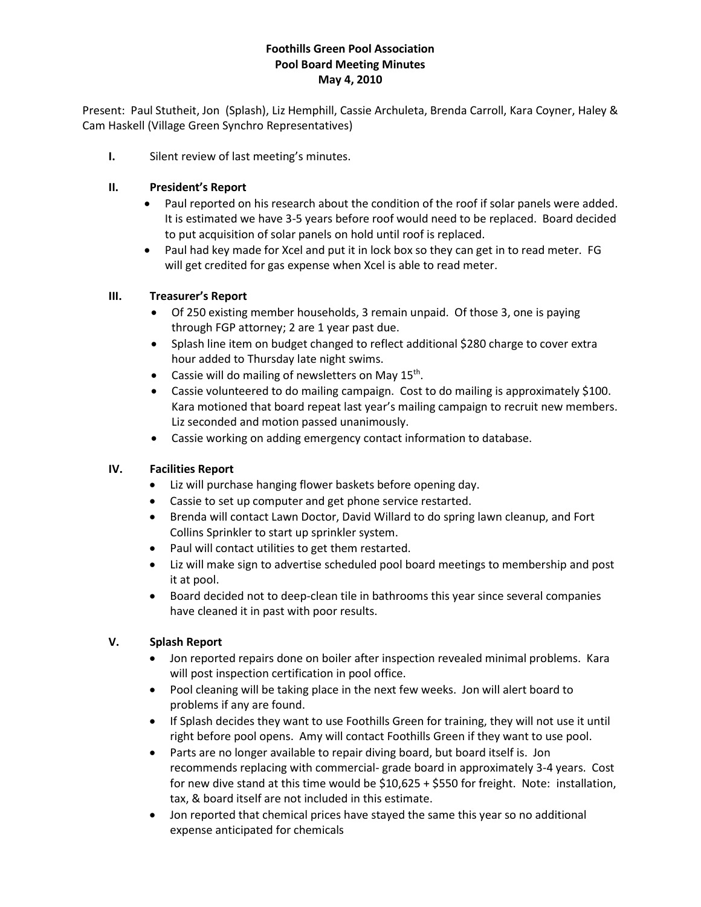**Foothills Green Pool Association**
**Pool Board Meeting Minutes**
**May 4, 2010**

Present: Paul Stutheit, Jon (Splash), Liz Hemphill, Cassie Archuleta, Brenda Carroll, Kara Coyner, Haley & Cam Haskell (Village Green Synchro Representatives)

**I.** Silent review of last meeting's minutes.

**II. President's Report**

- Paul reported on his research about the condition of the roof if solar panels were added. It is estimated we have 3-5 years before roof would need to be replaced. Board decided to put acquisition of solar panels on hold until roof is replaced.
- Paul had key made for Xcel and put it in lock box so they can get in to read meter. FG will get credited for gas expense when Xcel is able to read meter.

**III. Treasurer's Report**

- Of 250 existing member households, 3 remain unpaid. Of those 3, one is paying through FGP attorney; 2 are 1 year past due.
- Splash line item on budget changed to reflect additional $280 charge to cover extra hour added to Thursday late night swims.
- Cassie will do mailing of newsletters on May 15th.
- Cassie volunteered to do mailing campaign. Cost to do mailing is approximately $100. Kara motioned that board repeat last year's mailing campaign to recruit new members. Liz seconded and motion passed unanimously.
- Cassie working on adding emergency contact information to database.

**IV. Facilities Report**

- Liz will purchase hanging flower baskets before opening day.
- Cassie to set up computer and get phone service restarted.
- Brenda will contact Lawn Doctor, David Willard to do spring lawn cleanup, and Fort Collins Sprinkler to start up sprinkler system.
- Paul will contact utilities to get them restarted.
- Liz will make sign to advertise scheduled pool board meetings to membership and post it at pool.
- Board decided not to deep-clean tile in bathrooms this year since several companies have cleaned it in past with poor results.

**V. Splash Report**

- Jon reported repairs done on boiler after inspection revealed minimal problems. Kara will post inspection certification in pool office.
- Pool cleaning will be taking place in the next few weeks. Jon will alert board to problems if any are found.
- If Splash decides they want to use Foothills Green for training, they will not use it until right before pool opens. Amy will contact Foothills Green if they want to use pool.
- Parts are no longer available to repair diving board, but board itself is. Jon recommends replacing with commercial- grade board in approximately 3-4 years. Cost for new dive stand at this time would be $10,625 + $550 for freight. Note: installation, tax, & board itself are not included in this estimate.
- Jon reported that chemical prices have stayed the same this year so no additional expense anticipated for chemicals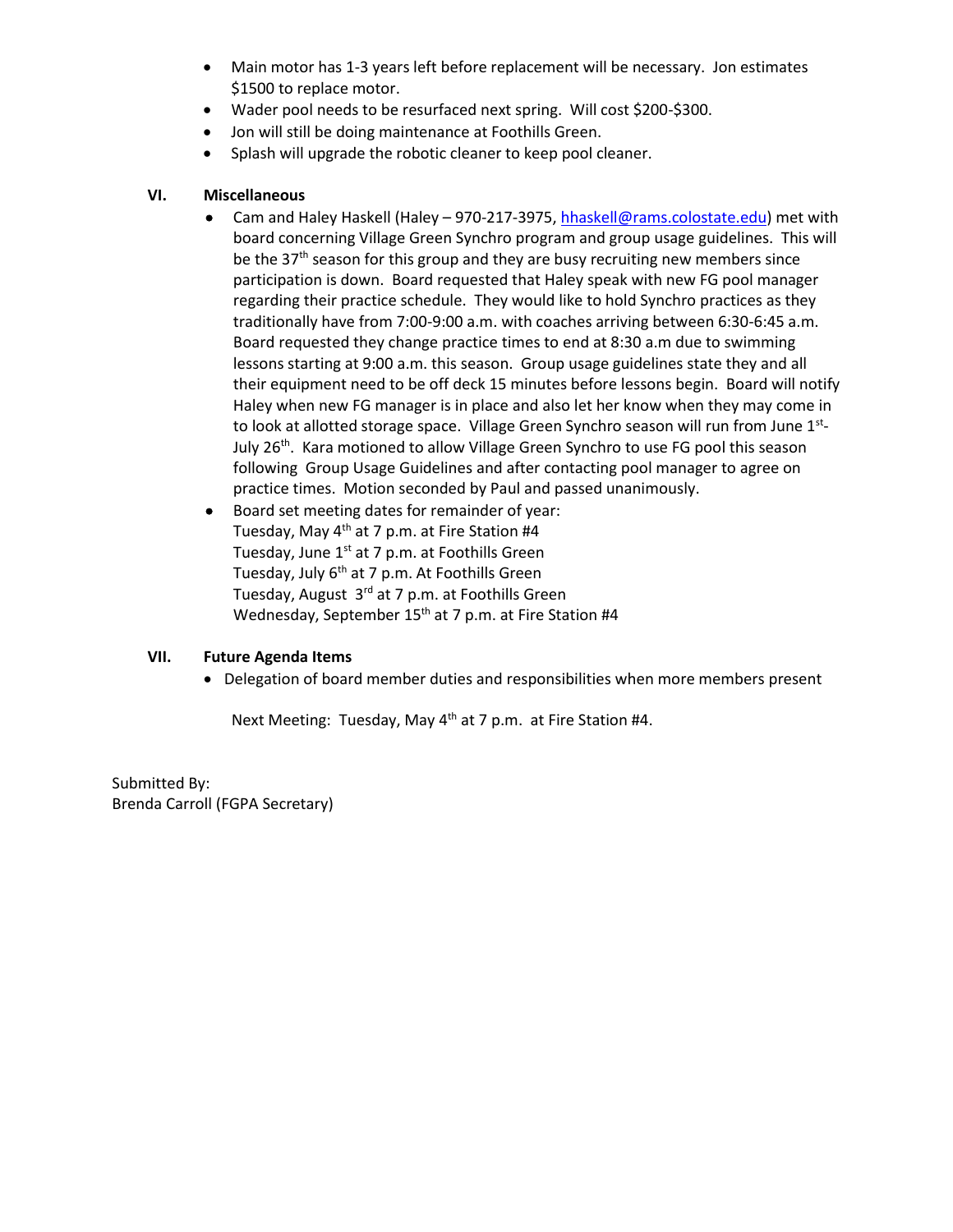- Main motor has 1-3 years left before replacement will be necessary. Jon estimates $1500 to replace motor.
- Wader pool needs to be resurfaced next spring. Will cost $200-$300.
- Jon will still be doing maintenance at Foothills Green.
- Splash will upgrade the robotic cleaner to keep pool cleaner.

## VI. Miscellaneous

- Cam and Haley Haskell (Haley – 970-217-3975, hhaskell@rams.colostate.edu) met with board concerning Village Green Synchro program and group usage guidelines. This will be the 37th season for this group and they are busy recruiting new members since participation is down. Board requested that Haley speak with new FG pool manager regarding their practice schedule. They would like to hold Synchro practices as they traditionally have from 7:00-9:00 a.m. with coaches arriving between 6:30-6:45 a.m. Board requested they change practice times to end at 8:30 a.m due to swimming lessons starting at 9:00 a.m. this season. Group usage guidelines state they and all their equipment need to be off deck 15 minutes before lessons begin. Board will notify Haley when new FG manager is in place and also let her know when they may come in to look at allotted storage space. Village Green Synchro season will run from June 1st-July 26th. Kara motioned to allow Village Green Synchro to use FG pool this season following Group Usage Guidelines and after contacting pool manager to agree on practice times. Motion seconded by Paul and passed unanimously.
- Board set meeting dates for remainder of year:
  Tuesday, May 4th at 7 p.m. at Fire Station #4
  Tuesday, June 1st at 7 p.m. at Foothills Green
  Tuesday, July 6th at 7 p.m. At Foothills Green
  Tuesday, August 3rd at 7 p.m. at Foothills Green
  Wednesday, September 15th at 7 p.m. at Fire Station #4

## VII. Future Agenda Items

- Delegation of board member duties and responsibilities when more members present

Next Meeting: Tuesday, May 4th at 7 p.m. at Fire Station #4.

Submitted By:
Brenda Carroll (FGPA Secretary)